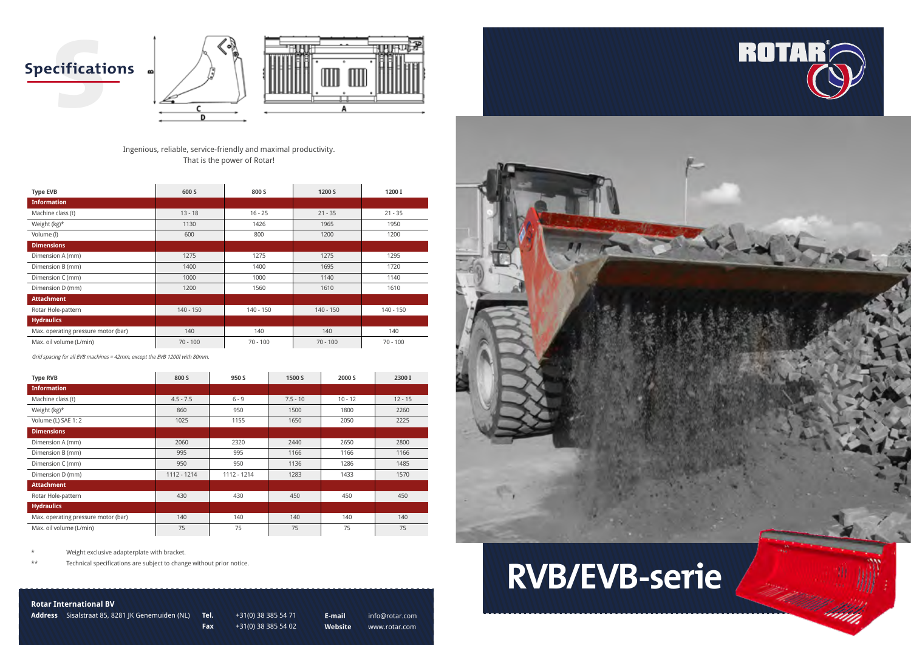## Specifications

Ingenious, reliable, service-friendly and maximal productivity.
That is the power of Rotar!

| Type EVB | 600 S | 800 S | 1200 S | 1200 I |
|---|---|---|---|---|
| **Information** | | | | |
| Machine class (t) | 13 - 18 | 16 - 25 | 21 - 35 | 21 - 35 |
| Weight (kg)* | 1130 | 1426 | 1965 | 1950 |
| Volume (l) | 600 | 800 | 1200 | 1200 |
| **Dimensions** | | | | |
| Dimension A (mm) | 1275 | 1275 | 1275 | 1295 |
| Dimension B (mm) | 1400 | 1400 | 1695 | 1720 |
| Dimension C (mm) | 1000 | 1000 | 1140 | 1140 |
| Dimension D (mm) | 1200 | 1560 | 1610 | 1610 |
| **Attachment** | | | | |
| Rotar Hole-pattern | 140 - 150 | 140 - 150 | 140 - 150 | 140 - 150 |
| **Hydraulics** | | | | |
| Max. operating pressure motor (bar) | 140 | 140 | 140 | 140 |
| Max. oil volume (L/min) | 70 - 100 | 70 - 100 | 70 - 100 | 70 - 100 |

*Grid spacing for all EVB machines = 42mm, except the EVB 1200I with 80mm.*

| Type RVB | 800 S | 950 S | 1500 S | 2000 S | 2300 I |
|---|---|---|---|---|---|
| **Information** | | | | | |
| Machine class (t) | 4.5 - 7.5 | 6 - 9 | 7.5 - 10 | 10 - 12 | 12 - 15 |
| Weight (kg)* | 860 | 950 | 1500 | 1800 | 2260 |
| Volume (L) SAE 1: 2 | 1025 | 1155 | 1650 | 2050 | 2225 |
| **Dimensions** | | | | | |
| Dimension A (mm) | 2060 | 2320 | 2440 | 2650 | 2800 |
| Dimension B (mm) | 995 | 995 | 1166 | 1166 | 1166 |
| Dimension C (mm) | 950 | 950 | 1136 | 1286 | 1485 |
| Dimension D (mm) | 1112 - 1214 | 1112 - 1214 | 1283 | 1433 | 1570 |
| **Attachment** | | | | | |
| Rotar Hole-pattern | 430 | 430 | 450 | 450 | 450 |
| **Hydraulics** | | | | | |
| Max. operating pressure motor (bar) | 140 | 140 | 140 | 140 | 140 |
| Max. oil volume (L/min) | 75 | 75 | 75 | 75 | 75 |

\* Weight exclusive adapterplate with bracket.

\*\* Technical specifications are subject to change without prior notice.

**Rotar International BV**

**Address** Sisalstraat 85, 8281 JK Genemuiden (NL) **Tel.** +31(0) 38 385 54 71 **Fax** +31(0) 38 385 54 02 **E-mail** info@rotar.com **Website** www.rotar.com

# RVB/EVB-serie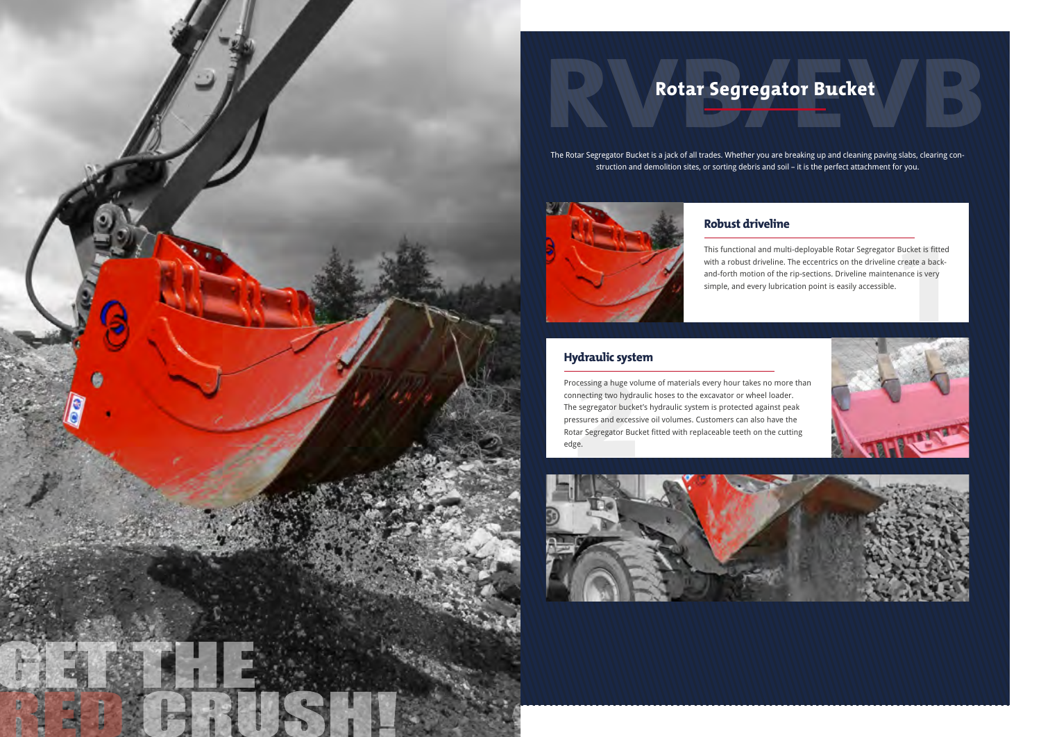# Rotar Segregator Bucket

The Rotar Segregator Bucket is a jack of all trades. Whether you are breaking up and cleaning paving slabs, clearing construction and demolition sites, or sorting debris and soil – it is the perfect attachment for you.

## Robust driveline

This functional and multi-deployable Rotar Segregator Bucket is fitted with a robust driveline. The eccentrics on the driveline create a back-and-forth motion of the rip-sections. Driveline maintenance is very simple, and every lubrication point is easily accessible.

## Hydraulic system

Processing a huge volume of materials every hour takes no more than connecting two hydraulic hoses to the excavator or wheel loader. The segregator bucket's hydraulic system is protected against peak pressures and excessive oil volumes. Customers can also have the Rotar Segregator Bucket fitted with replaceable teeth on the cutting edge.

GET THE RED CRUSH!